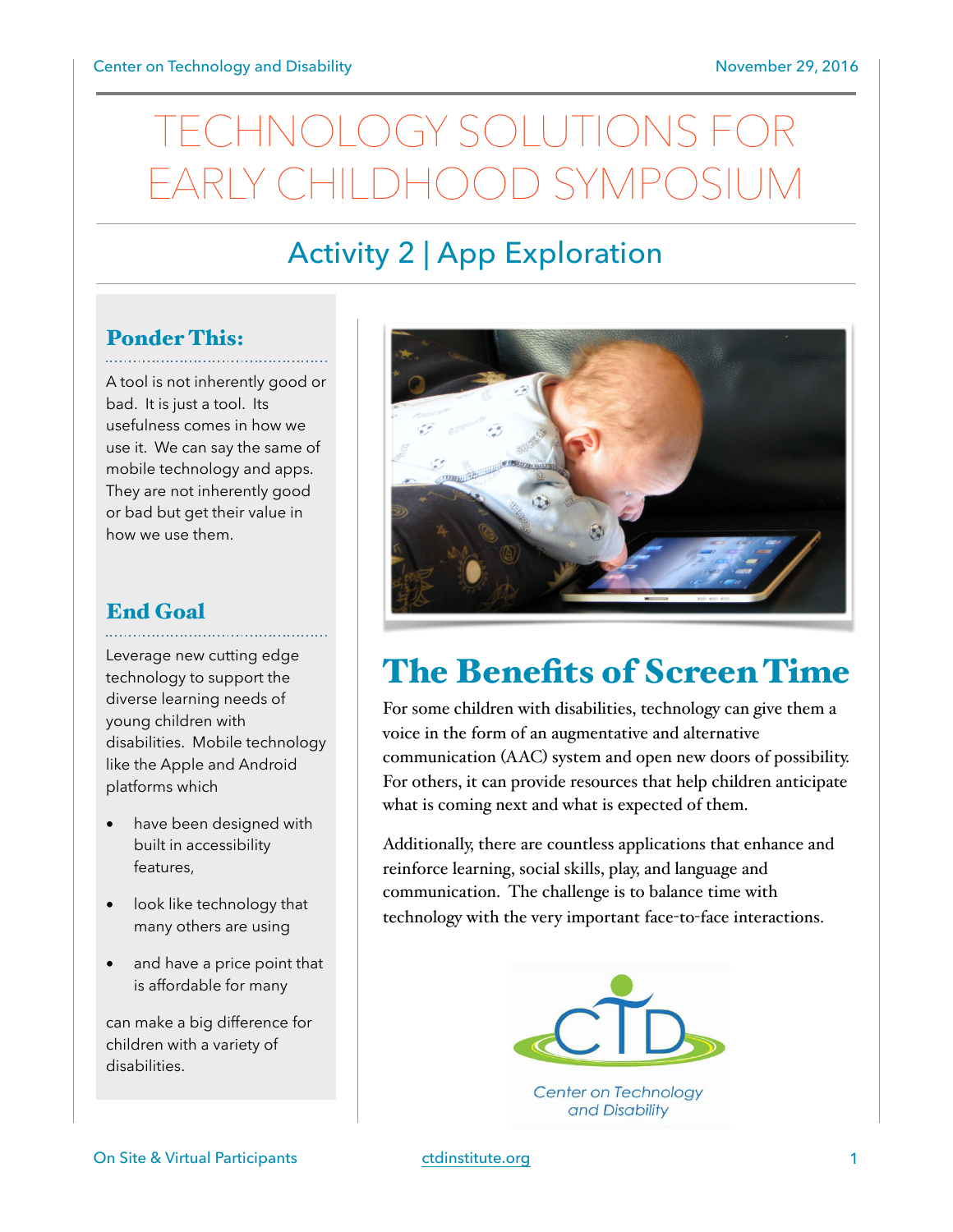# TECHNOLOGY SOLUTIONS FOR EARLY CHILDHOOD SYMPOSIUM

## Activity 2 | App Exploration

### Ponder This:

A tool is not inherently good or bad. It is just a tool. Its usefulness comes in how we use it. We can say the same of mobile technology and apps. They are not inherently good or bad but get their value in how we use them.

### End Goal

Leverage new cutting edge technology to support the diverse learning needs of young children with disabilities. Mobile technology like the Apple and Android platforms which

- have been designed with built in accessibility features,
- look like technology that many others are using
- and have a price point that is affordable for many

can make a big difference for children with a variety of disabilities.

## The Benefits of Screen Time

For some children with disabilities, technology can give them a voice in the form of an augmentative and alternative communication (AAC) system and open new doors of possibility. For others, it can provide resources that help children anticipate what is coming next and what is expected of them.

Additionally, there are countless applications that enhance and reinforce learning, social skills, play, and language and communication. The challenge is to balance time with technology with the very important face-to-face interactions.

Center on Technology and Disability

On Site & Virtual Participants

ctdinstitute.org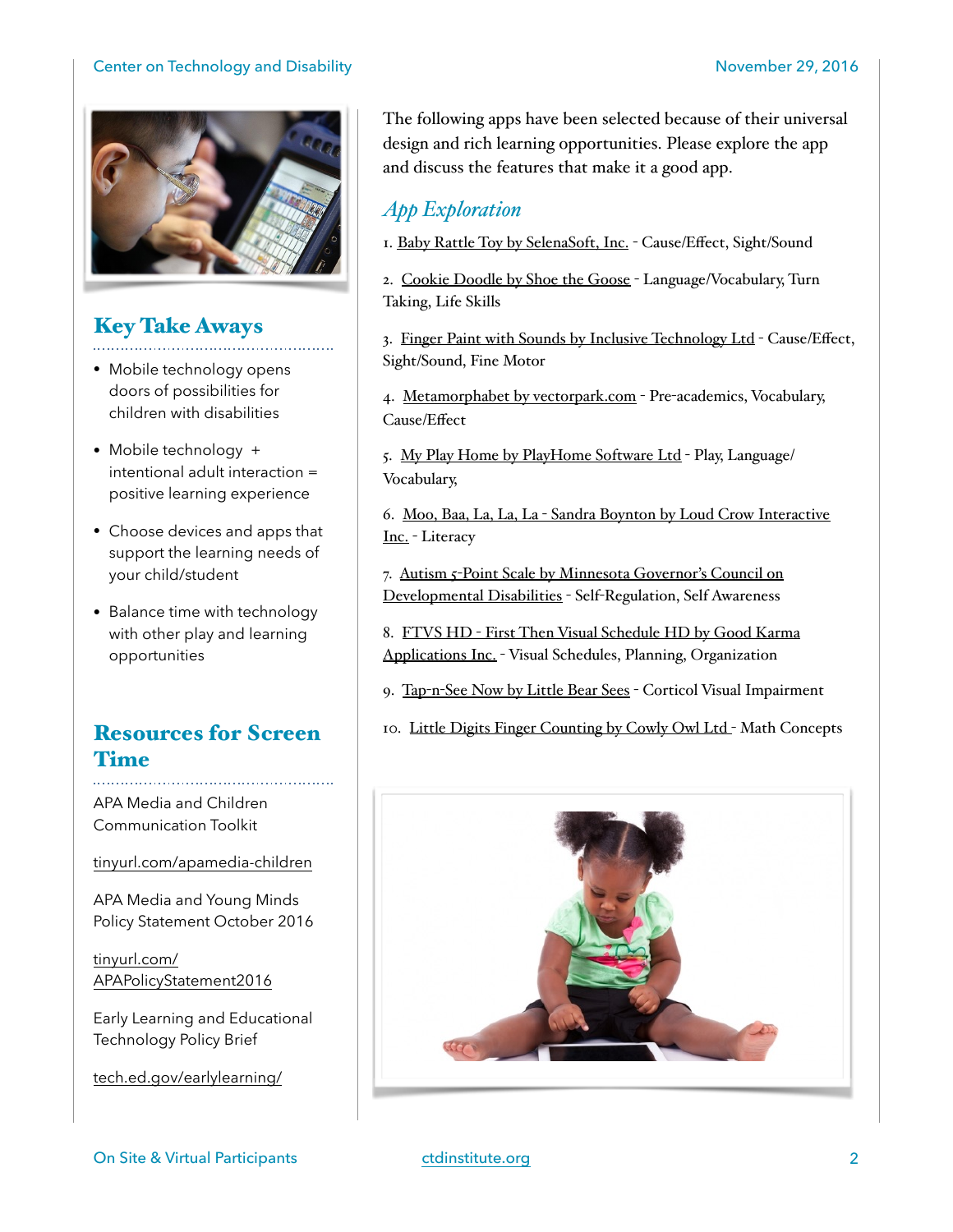## Key Take Aways

- Mobile technology opens doors of possibilities for children with disabilities
- Mobile technology + intentional adult interaction = positive learning experience
- Choose devices and apps that support the learning needs of your child/student
- Balance time with technology with other play and learning opportunities

## Resources for Screen Time

APA Media and Children Communication Toolkit

tinyurl.com/apamedia-children

APA Media and Young Minds Policy Statement October 2016

tinyurl.com/APAPolicyStatement2016

Early Learning and Educational Technology Policy Brief

tech.ed.gov/earlylearning/

The following apps have been selected because of their universal design and rich learning opportunities. Please explore the app and discuss the features that make it a good app.

## *App Exploration*

1. Baby Rattle Toy by SelenaSoft, Inc. - Cause/Effect, Sight/Sound
2. Cookie Doodle by Shoe the Goose - Language/Vocabulary, Turn Taking, Life Skills
3. Finger Paint with Sounds by Inclusive Technology Ltd - Cause/Effect, Sight/Sound, Fine Motor
4. Metamorphabet by vectorpark.com - Pre-academics, Vocabulary, Cause/Effect
5. My Play Home by PlayHome Software Ltd - Play, Language/Vocabulary,
6. Moo, Baa, La, La, La - Sandra Boynton by Loud Crow Interactive Inc. - Literacy
7. Autism 5-Point Scale by Minnesota Governor's Council on Developmental Disabilities - Self-Regulation, Self Awareness
8. FTVS HD - First Then Visual Schedule HD by Good Karma Applications Inc. - Visual Schedules, Planning, Organization
9. Tap-n-See Now by Little Bear Sees - Corticol Visual Impairment
10. Little Digits Finger Counting by Cowly Owl Ltd - Math Concepts